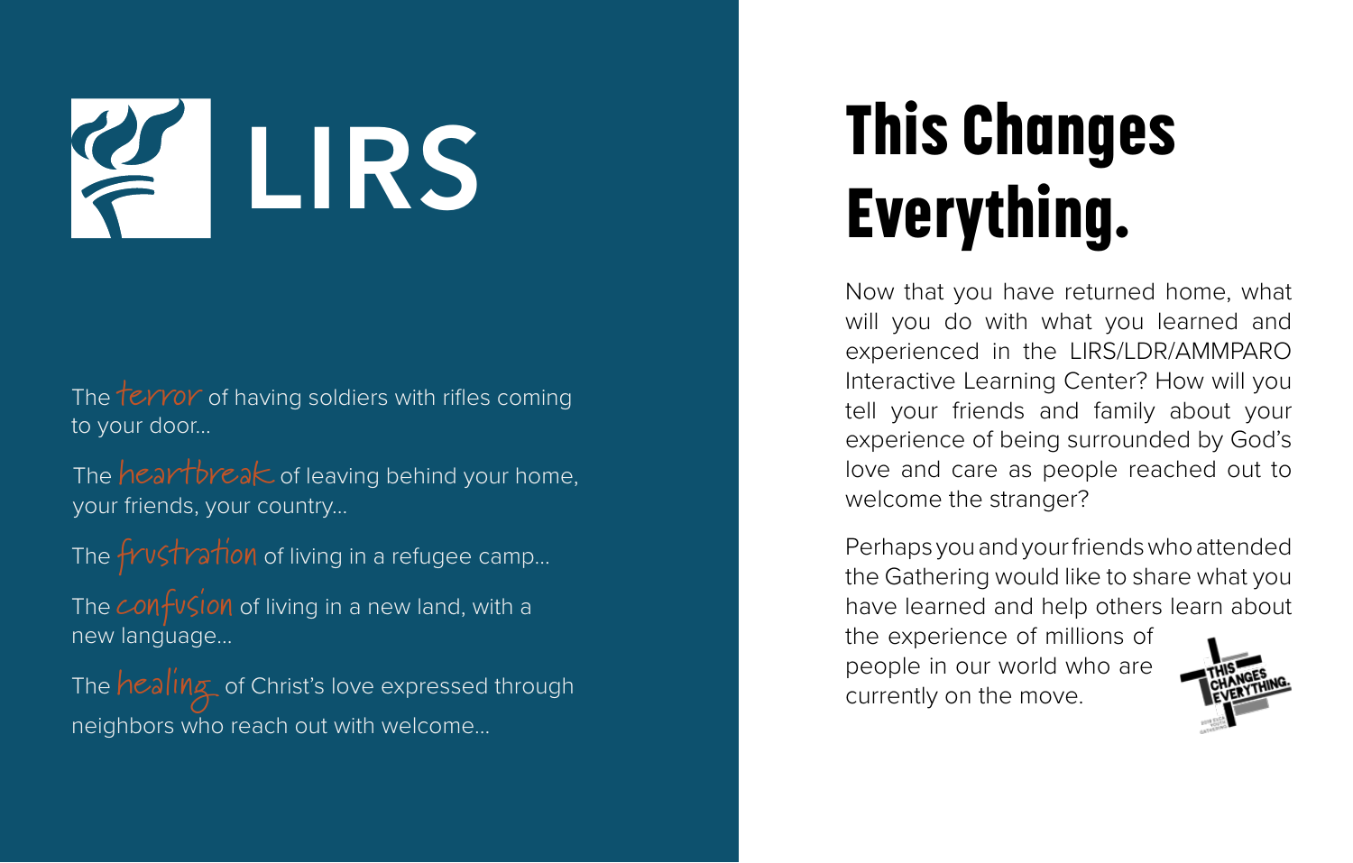# LIRS

The *terror* of having soldiers with rifles coming to your door...

The *heartbreak* of leaving behind your home, your friends, your country...

The *frustration* of living in a refugee camp...

The *confusion* of living in a new land, with a new language...

The *healing* of Christ's love expressed through neighbors who reach out with welcome...

# This Changes Everything.

Now that you have returned home, what will you do with what you learned and experienced in the LIRS/LDR/AMMPARO Interactive Learning Center? How will you tell your friends and family about your experience of being surrounded by God's love and care as people reached out to welcome the stranger?

Perhaps you and your friends who attended the Gathering would like to share what you have learned and help others learn about the experience of millions of people in our world who are currently on the move.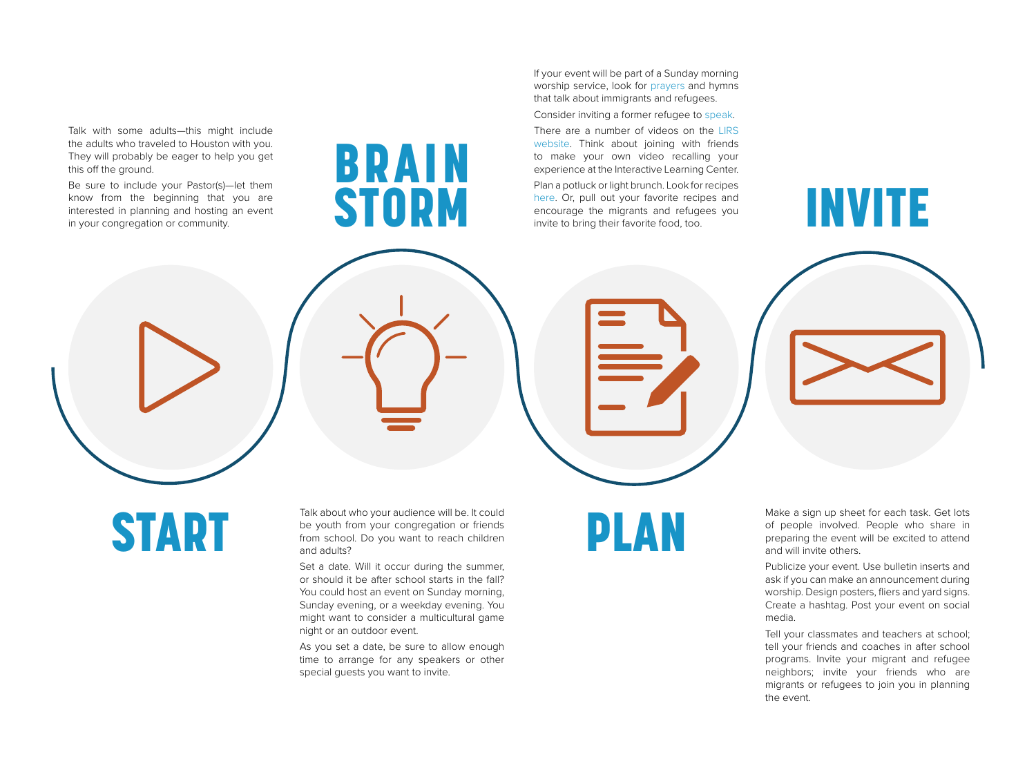## START

Talk with some adults—this might include the adults who traveled to Houston with you. They will probably be eager to help you get this off the ground.

Be sure to include your Pastor(s)—let them know from the beginning that you are interested in planning and hosting an event in your congregation or community.

## BRAINSTORM

Talk about who your audience will be. It could be youth from your congregation or friends from school. Do you want to reach children and adults?

Set a date. Will it occur during the summer, or should it be after school starts in the fall? You could host an event on Sunday morning, Sunday evening, or a weekday evening. You might want to consider a multicultural game night or an outdoor event.

As you set a date, be sure to allow enough time to arrange for any speakers or other special guests you want to invite.

## PLAN

If your event will be part of a Sunday morning worship service, look for prayers and hymns that talk about immigrants and refugees.

Consider inviting a former refugee to speak.

There are a number of videos on the LIRS website. Think about joining with friends to make your own video recalling your experience at the Interactive Learning Center.

Plan a potluck or light brunch. Look for recipes here. Or, pull out your favorite recipes and encourage the migrants and refugees you invite to bring their favorite food, too.

## INVITE

Make a sign up sheet for each task. Get lots of people involved. People who share in preparing the event will be excited to attend and will invite others.

Publicize your event. Use bulletin inserts and ask if you can make an announcement during worship. Design posters, fliers and yard signs. Create a hashtag. Post your event on social media.

Tell your classmates and teachers at school; tell your friends and coaches in after school programs. Invite your migrant and refugee neighbors; invite your friends who are migrants or refugees to join you in planning the event.